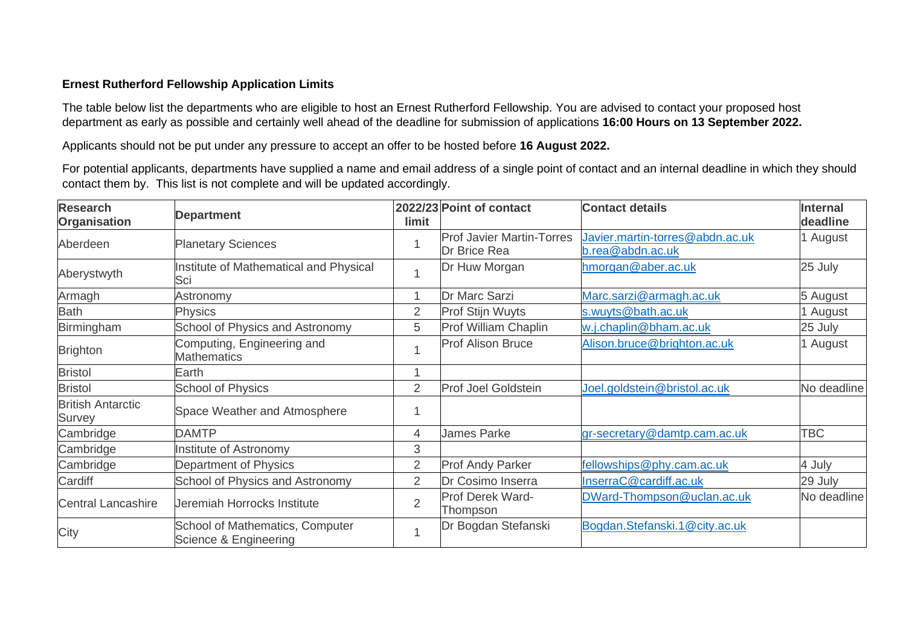**Ernest Rutherford Fellowship Application Limits**

The table below list the departments who are eligible to host an Ernest Rutherford Fellowship. You are advised to contact your proposed host department as early as possible and certainly well ahead of the deadline for submission of applications **16:00 Hours on 13 September 2022.**

Applicants should not be put under any pressure to accept an offer to be hosted before **16 August 2022.**

For potential applicants, departments have supplied a name and email address of a single point of contact and an internal deadline in which they should contact them by. This list is not complete and will be updated accordingly.

| Research Organisation | Department | 2022/23 limit | Point of contact | Contact details | Internal deadline |
|---|---|---|---|---|---|
| Aberdeen | Planetary Sciences | 1 | Prof Javier Martin-Torres<br>Dr Brice Rea | Javier.martin-torres@abdn.ac.uk<br>b.rea@abdn.ac.uk | 1 August |
| Aberystwyth | Institute of Mathematical and Physical Sci | 1 | Dr Huw Morgan | hmorgan@aber.ac.uk | 25 July |
| Armagh | Astronomy | 1 | Dr Marc Sarzi | Marc.sarzi@armagh.ac.uk | 5 August |
| Bath | Physics | 2 | Prof Stijn Wuyts | s.wuyts@bath.ac.uk | 1 August |
| Birmingham | School of Physics and Astronomy | 5 | Prof William Chaplin | w.j.chaplin@bham.ac.uk | 25 July |
| Brighton | Computing, Engineering and Mathematics | 1 | Prof Alison Bruce | Alison.bruce@brighton.ac.uk | 1 August |
| Bristol | Earth | 1 | | | |
| Bristol | School of Physics | 2 | Prof Joel Goldstein | Joel.goldstein@bristol.ac.uk | No deadline |
| British Antarctic Survey | Space Weather and Atmosphere | 1 | | | |
| Cambridge | DAMTP | 4 | James Parke | gr-secretary@damtp.cam.ac.uk | TBC |
| Cambridge | Institute of Astronomy | 3 | | | |
| Cambridge | Department of Physics | 2 | Prof Andy Parker | fellowships@phy.cam.ac.uk | 4 July |
| Cardiff | School of Physics and Astronomy | 2 | Dr Cosimo Inserra | InserraC@cardiff.ac.uk | 29 July |
| Central Lancashire | Jeremiah Horrocks Institute | 2 | Prof Derek Ward-Thompson | DWard-Thompson@uclan.ac.uk | No deadline |
| City | School of Mathematics, Computer Science & Engineering | 1 | Dr Bogdan Stefanski | Bogdan.Stefanski.1@city.ac.uk | |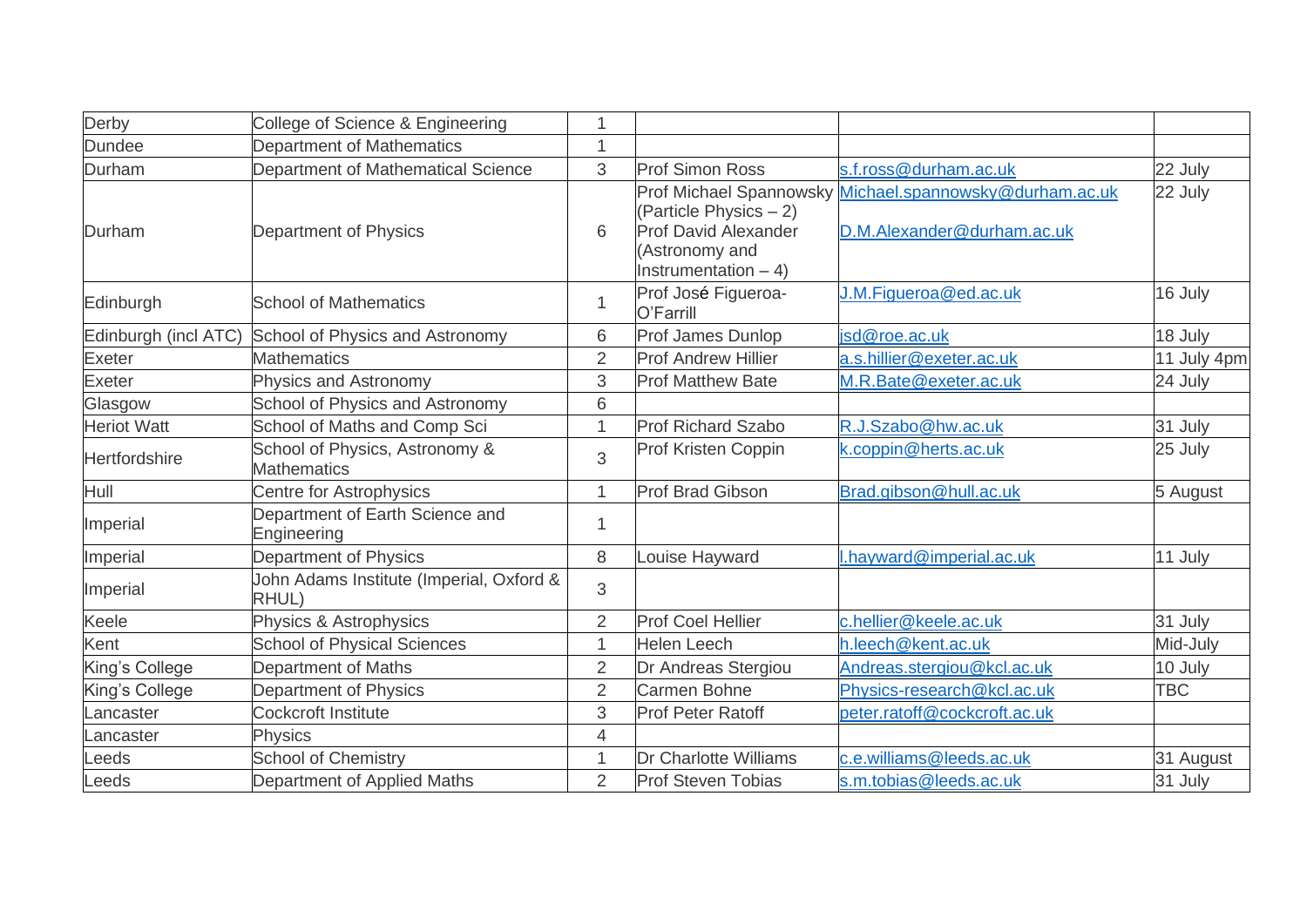| | | | | | |
|---|---|---|---|---|---|
| Derby | College of Science & Engineering | 1 | | | |
| Dundee | Department of Mathematics | 1 | | | |
| Durham | Department of Mathematical Science | 3 | Prof Simon Ross | s.f.ross@durham.ac.uk | 22 July |
| Durham | Department of Physics | 6 | Prof Michael Spannowsky (Particle Physics – 2)<br>Prof David Alexander (Astronomy and Instrumentation – 4) | Michael.spannowsky@durham.ac.uk<br>D.M.Alexander@durham.ac.uk | 22 July |
| Edinburgh | School of Mathematics | 1 | Prof José Figueroa-O'Farrill | J.M.Figueroa@ed.ac.uk | 16 July |
| Edinburgh (incl ATC) | School of Physics and Astronomy | 6 | Prof James Dunlop | jsd@roe.ac.uk | 18 July |
| Exeter | Mathematics | 2 | Prof Andrew Hillier | a.s.hillier@exeter.ac.uk | 11 July 4pm |
| Exeter | Physics and Astronomy | 3 | Prof Matthew Bate | M.R.Bate@exeter.ac.uk | 24 July |
| Glasgow | School of Physics and Astronomy | 6 | | | |
| Heriot Watt | School of Maths and Comp Sci | 1 | Prof Richard Szabo | R.J.Szabo@hw.ac.uk | 31 July |
| Hertfordshire | School of Physics, Astronomy & Mathematics | 3 | Prof Kristen Coppin | k.coppin@herts.ac.uk | 25 July |
| Hull | Centre for Astrophysics | 1 | Prof Brad Gibson | Brad.gibson@hull.ac.uk | 5 August |
| Imperial | Department of Earth Science and Engineering | 1 | | | |
| Imperial | Department of Physics | 8 | Louise Hayward | l.hayward@imperial.ac.uk | 11 July |
| Imperial | John Adams Institute (Imperial, Oxford & RHUL) | 3 | | | |
| Keele | Physics & Astrophysics | 2 | Prof Coel Hellier | c.hellier@keele.ac.uk | 31 July |
| Kent | School of Physical Sciences | 1 | Helen Leech | h.leech@kent.ac.uk | Mid-July |
| King's College | Department of Maths | 2 | Dr Andreas Stergiou | Andreas.stergiou@kcl.ac.uk | 10 July |
| King's College | Department of Physics | 2 | Carmen Bohne | Physics-research@kcl.ac.uk | TBC |
| Lancaster | Cockcroft Institute | 3 | Prof Peter Ratoff | peter.ratoff@cockcroft.ac.uk | |
| Lancaster | Physics | 4 | | | |
| Leeds | School of Chemistry | 1 | Dr Charlotte Williams | c.e.williams@leeds.ac.uk | 31 August |
| Leeds | Department of Applied Maths | 2 | Prof Steven Tobias | s.m.tobias@leeds.ac.uk | 31 July |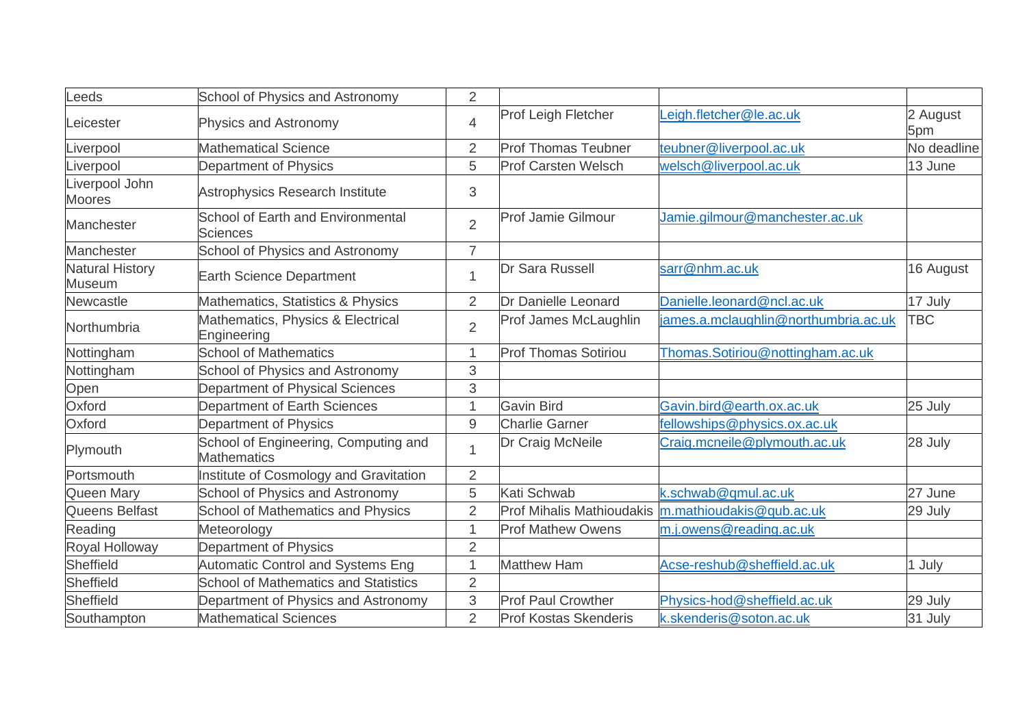| Leeds | School of Physics and Astronomy | 2 | | | |
|---|---|---|---|---|---|
| Leicester | Physics and Astronomy | 4 | Prof Leigh Fletcher | Leigh.fletcher@le.ac.uk | 2 August 5pm |
| Liverpool | Mathematical Science | 2 | Prof Thomas Teubner | teubner@liverpool.ac.uk | No deadline |
| Liverpool | Department of Physics | 5 | Prof Carsten Welsch | welsch@liverpool.ac.uk | 13 June |
| Liverpool John Moores | Astrophysics Research Institute | 3 | | | |
| Manchester | School of Earth and Environmental Sciences | 2 | Prof Jamie Gilmour | Jamie.gilmour@manchester.ac.uk | |
| Manchester | School of Physics and Astronomy | 7 | | | |
| Natural History Museum | Earth Science Department | 1 | Dr Sara Russell | sarr@nhm.ac.uk | 16 August |
| Newcastle | Mathematics, Statistics & Physics | 2 | Dr Danielle Leonard | Danielle.leonard@ncl.ac.uk | 17 July |
| Northumbria | Mathematics, Physics & Electrical Engineering | 2 | Prof James McLaughlin | james.a.mclaughlin@northumbria.ac.uk | TBC |
| Nottingham | School of Mathematics | 1 | Prof Thomas Sotiriou | Thomas.Sotiriou@nottingham.ac.uk | |
| Nottingham | School of Physics and Astronomy | 3 | | | |
| Open | Department of Physical Sciences | 3 | | | |
| Oxford | Department of Earth Sciences | 1 | Gavin Bird | Gavin.bird@earth.ox.ac.uk | 25 July |
| Oxford | Department of Physics | 9 | Charlie Garner | fellowships@physics.ox.ac.uk | |
| Plymouth | School of Engineering, Computing and Mathematics | 1 | Dr Craig McNeile | Craig.mcneile@plymouth.ac.uk | 28 July |
| Portsmouth | Institute of Cosmology and Gravitation | 2 | | | |
| Queen Mary | School of Physics and Astronomy | 5 | Kati Schwab | k.schwab@qmul.ac.uk | 27 June |
| Queens Belfast | School of Mathematics and Physics | 2 | Prof Mihalis Mathioudakis | m.mathioudakis@qub.ac.uk | 29 July |
| Reading | Meteorology | 1 | Prof Mathew Owens | m.j.owens@reading.ac.uk | |
| Royal Holloway | Department of Physics | 2 | | | |
| Sheffield | Automatic Control and Systems Eng | 1 | Matthew Ham | Acse-reshub@sheffield.ac.uk | 1 July |
| Sheffield | School of Mathematics and Statistics | 2 | | | |
| Sheffield | Department of Physics and Astronomy | 3 | Prof Paul Crowther | Physics-hod@sheffield.ac.uk | 29 July |
| Southampton | Mathematical Sciences | 2 | Prof Kostas Skenderis | k.skenderis@soton.ac.uk | 31 July |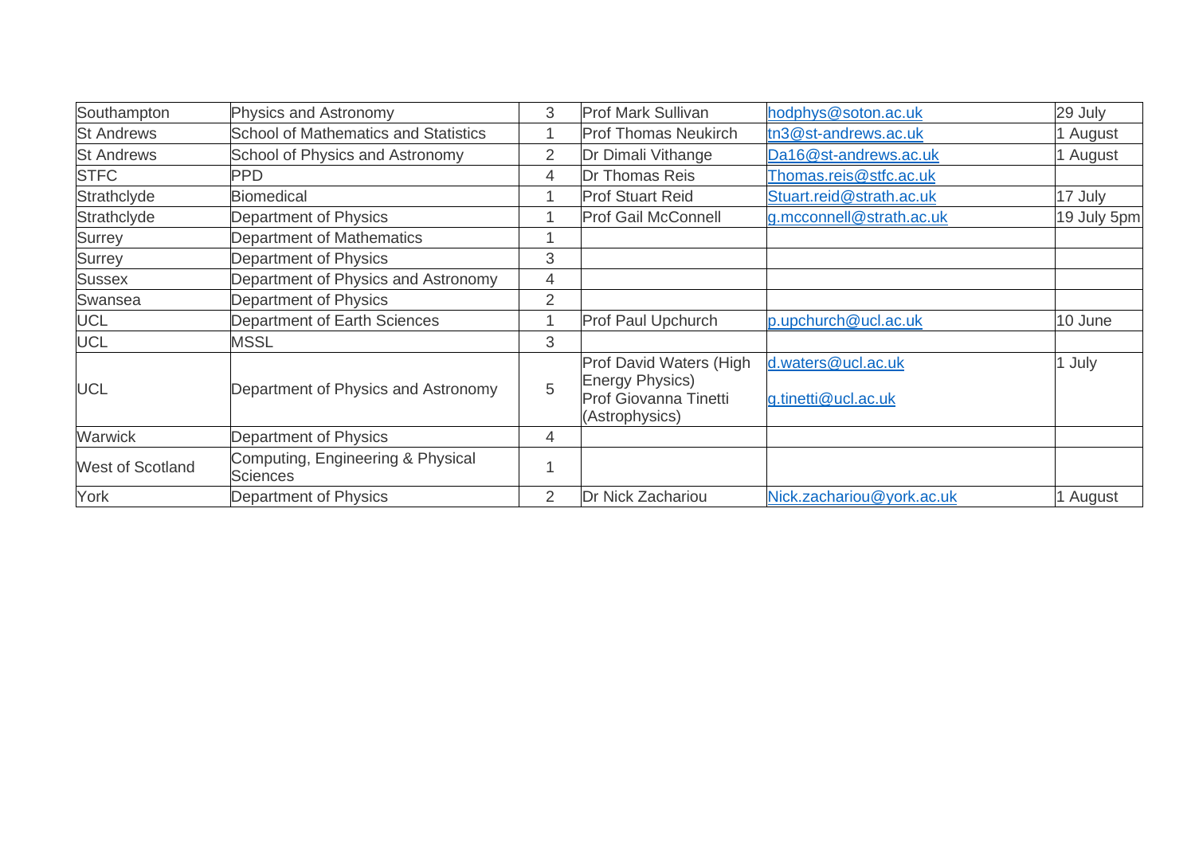| | | | | | |
|---|---|---|---|---|---|
| Southampton | Physics and Astronomy | 3 | Prof Mark Sullivan | hodphys@soton.ac.uk | 29 July |
| St Andrews | School of Mathematics and Statistics | 1 | Prof Thomas Neukirch | tn3@st-andrews.ac.uk | 1 August |
| St Andrews | School of Physics and Astronomy | 2 | Dr Dimali Vithange | Da16@st-andrews.ac.uk | 1 August |
| STFC | PPD | 4 | Dr Thomas Reis | Thomas.reis@stfc.ac.uk | |
| Strathclyde | Biomedical | 1 | Prof Stuart Reid | Stuart.reid@strath.ac.uk | 17 July |
| Strathclyde | Department of Physics | 1 | Prof Gail McConnell | g.mcconnell@strath.ac.uk | 19 July 5pm |
| Surrey | Department of Mathematics | 1 | | | |
| Surrey | Department of Physics | 3 | | | |
| Sussex | Department of Physics and Astronomy | 4 | | | |
| Swansea | Department of Physics | 2 | | | |
| UCL | Department of Earth Sciences | 1 | Prof Paul Upchurch | p.upchurch@ucl.ac.uk | 10 June |
| UCL | MSSL | 3 | | | |
| UCL | Department of Physics and Astronomy | 5 | Prof David Waters (High Energy Physics) Prof Giovanna Tinetti (Astrophysics) | d.waters@ucl.ac.uk g.tinetti@ucl.ac.uk | 1 July |
| Warwick | Department of Physics | 4 | | | |
| West of Scotland | Computing, Engineering & Physical Sciences | 1 | | | |
| York | Department of Physics | 2 | Dr Nick Zachariou | Nick.zachariou@york.ac.uk | 1 August |